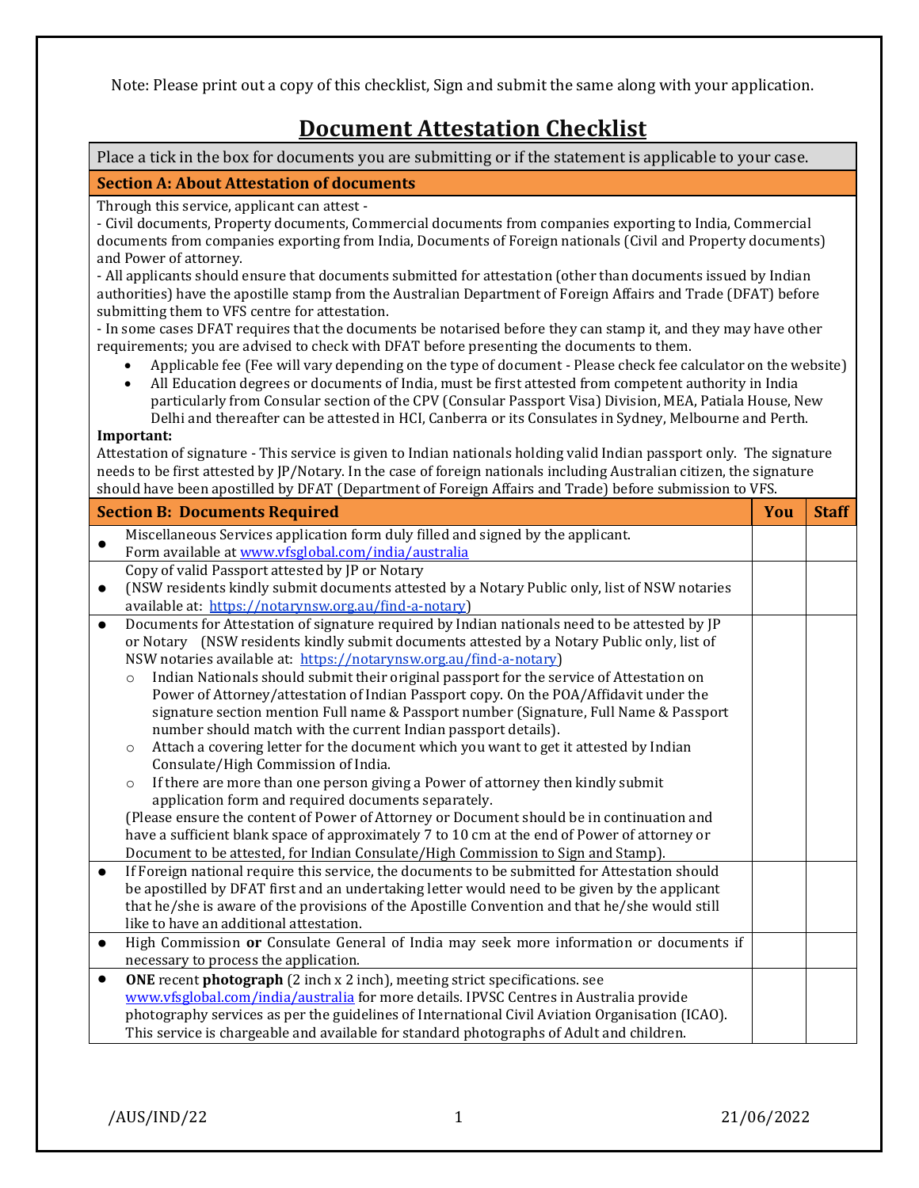Note: Please print out a copy of this checklist, Sign and submit the same along with your application.

# Document Attestation Checklist

Place a tick in the box for documents you are submitting or if the statement is applicable to your case.

## Section A: About Attestation of documents

Through this service, applicant can attest -

- Civil documents, Property documents, Commercial documents from companies exporting to India, Commercial documents from companies exporting from India, Documents of Foreign nationals (Civil and Property documents) and Power of attorney.
- All applicants should ensure that documents submitted for attestation (other than documents issued by Indian authorities) have the apostille stamp from the Australian Department of Foreign Affairs and Trade (DFAT) before submitting them to VFS centre for attestation.
- In some cases DFAT requires that the documents be notarised before they can stamp it, and they may have other requirements; you are advised to check with DFAT before presenting the documents to them.

  - Applicable fee (Fee will vary depending on the type of document - Please check fee calculator on the website)
  - All Education degrees or documents of India, must be first attested from competent authority in India particularly from Consular section of the CPV (Consular Passport Visa) Division, MEA, Patiala House, New Delhi and thereafter can be attested in HCI, Canberra or its Consulates in Sydney, Melbourne and Perth.

**Important:**

Attestation of signature - This service is given to Indian nationals holding valid Indian passport only. The signature needs to be first attested by JP/Notary. In the case of foreign nationals including Australian citizen, the signature should have been apostilled by DFAT (Department of Foreign Affairs and Trade) before submission to VFS.

| Section B: Documents Required | You | Staff |
|---|---|---|
| ● Miscellaneous Services application form duly filled and signed by the applicant. Form available at www.vfsglobal.com/india/australia | | |
| ● Copy of valid Passport attested by JP or Notary (NSW residents kindly submit documents attested by a Notary Public only, list of NSW notaries available at: https://notarynsw.org.au/find-a-notary) | | |
| ● Documents for Attestation of signature required by Indian nationals need to be attested by JP or Notary (NSW residents kindly submit documents attested by a Notary Public only, list of NSW notaries available at: https://notarynsw.org.au/find-a-notary)<br>○ Indian Nationals should submit their original passport for the service of Attestation on Power of Attorney/attestation of Indian Passport copy. On the POA/Affidavit under the signature section mention Full name & Passport number (Signature, Full Name & Passport number should match with the current Indian passport details).<br>○ Attach a covering letter for the document which you want to get it attested by Indian Consulate/High Commission of India.<br>○ If there are more than one person giving a Power of attorney then kindly submit application form and required documents separately.<br>(Please ensure the content of Power of Attorney or Document should be in continuation and have a sufficient blank space of approximately 7 to 10 cm at the end of Power of attorney or Document to be attested, for Indian Consulate/High Commission to Sign and Stamp). | | |
| ● If Foreign national require this service, the documents to be submitted for Attestation should be apostilled by DFAT first and an undertaking letter would need to be given by the applicant that he/she is aware of the provisions of the Apostille Convention and that he/she would still like to have an additional attestation. | | |
| ● High Commission **or** Consulate General of India may seek more information or documents if necessary to process the application. | | |
| ● **ONE** recent **photograph** (2 inch x 2 inch), meeting strict specifications. see www.vfsglobal.com/india/australia for more details. IPVSC Centres in Australia provide photography services as per the guidelines of International Civil Aviation Organisation (ICAO). This service is chargeable and available for standard photographs of Adult and children. | | |

/AUS/IND/22 21/06/2022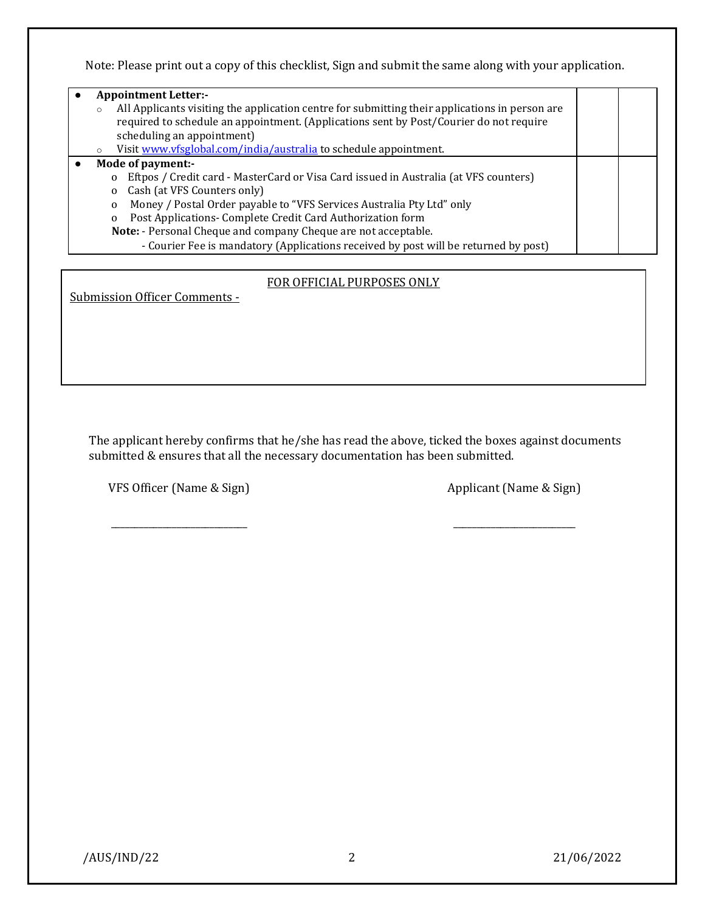Note: Please print out a copy of this checklist, Sign and submit the same along with your application.

| | | |
|---|---|---|
| • **Appointment Letter:-**<br>◦ All Applicants visiting the application centre for submitting their applications in person are required to schedule an appointment. (Applications sent by Post/Courier do not require scheduling an appointment)<br>◦ Visit [www.vfsglobal.com/india/australia](http://www.vfsglobal.com/india/australia) to schedule appointment. | | |
| • **Mode of payment:-**<br>o Eftpos / Credit card - MasterCard or Visa Card issued in Australia (at VFS counters)<br>o Cash (at VFS Counters only)<br>o Money / Postal Order payable to "VFS Services Australia Pty Ltd" only<br>o Post Applications- Complete Credit Card Authorization form<br>**Note:** - Personal Cheque and company Cheque are not acceptable.<br>- Courier Fee is mandatory (Applications received by post will be returned by post) | | |

FOR OFFICIAL PURPOSES ONLY

Submission Officer Comments -

The applicant hereby confirms that he/she has read the above, ticked the boxes against documents submitted & ensures that all the necessary documentation has been submitted.

VFS Officer (Name & Sign) ____________________

Applicant (Name & Sign) ____________________

/AUS/IND/22 21/06/2022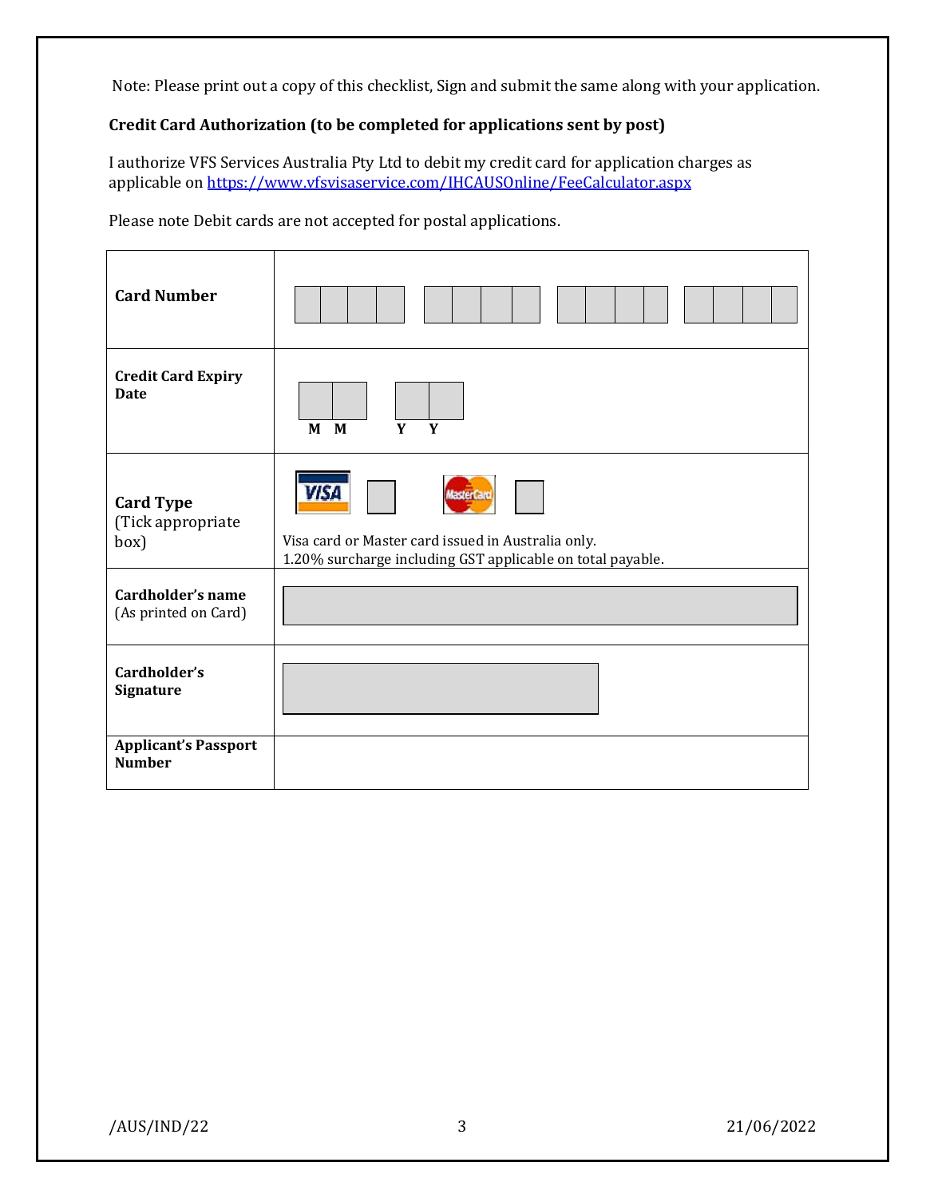Note: Please print out a copy of this checklist, Sign and submit the same along with your application.

**Credit Card Authorization (to be completed for applications sent by post)**

I authorize VFS Services Australia Pty Ltd to debit my credit card for application charges as applicable on https://www.vfsvisaservice.com/IHCAUSOnline/FeeCalculator.aspx

Please note Debit cards are not accepted for postal applications.

| | |
|---|---|
| **Card Number** | |
| **Credit Card Expiry Date** | M M Y Y |
| **Card Type** (Tick appropriate box) | VISA ☐ MasterCard ☐<br>Visa card or Master card issued in Australia only.<br>1.20% surcharge including GST applicable on total payable. |
| **Cardholder's name** (As printed on Card) | |
| **Cardholder's Signature** | |
| **Applicant's Passport Number** | |

/AUS/IND/22 21/06/2022